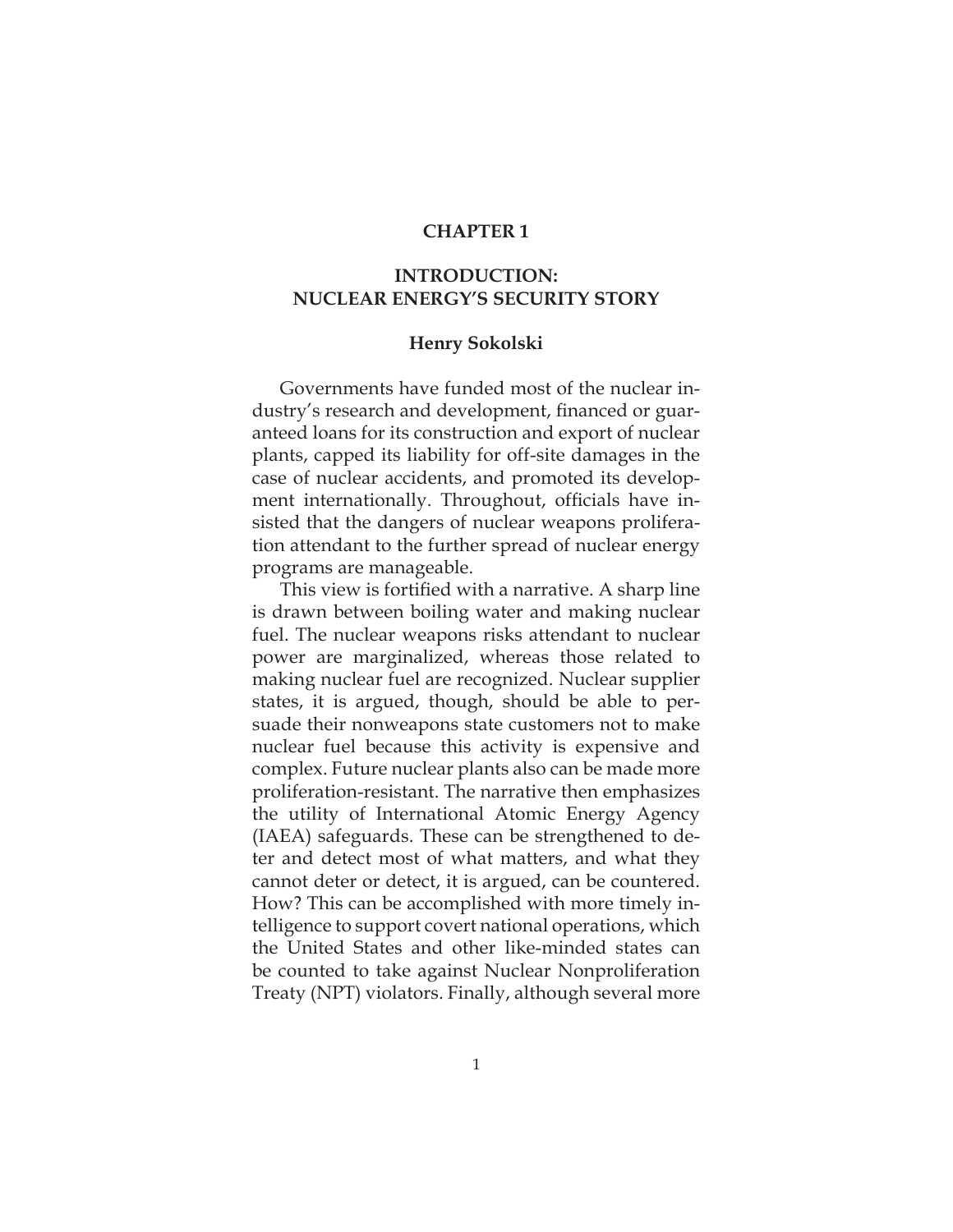# CHAPTER 1

## INTRODUCTION: NUCLEAR ENERGY'S SECURITY STORY

**Henry Sokolski**

Governments have funded most of the nuclear industry's research and development, financed or guaranteed loans for its construction and export of nuclear plants, capped its liability for off-site damages in the case of nuclear accidents, and promoted its development internationally. Throughout, officials have insisted that the dangers of nuclear weapons proliferation attendant to the further spread of nuclear energy programs are manageable.

This view is fortified with a narrative. A sharp line is drawn between boiling water and making nuclear fuel. The nuclear weapons risks attendant to nuclear power are marginalized, whereas those related to making nuclear fuel are recognized. Nuclear supplier states, it is argued, though, should be able to persuade their nonweapons state customers not to make nuclear fuel because this activity is expensive and complex. Future nuclear plants also can be made more proliferation-resistant. The narrative then emphasizes the utility of International Atomic Energy Agency (IAEA) safeguards. These can be strengthened to deter and detect most of what matters, and what they cannot deter or detect, it is argued, can be countered. How? This can be accomplished with more timely intelligence to support covert national operations, which the United States and other like-minded states can be counted to take against Nuclear Nonproliferation Treaty (NPT) violators. Finally, although several more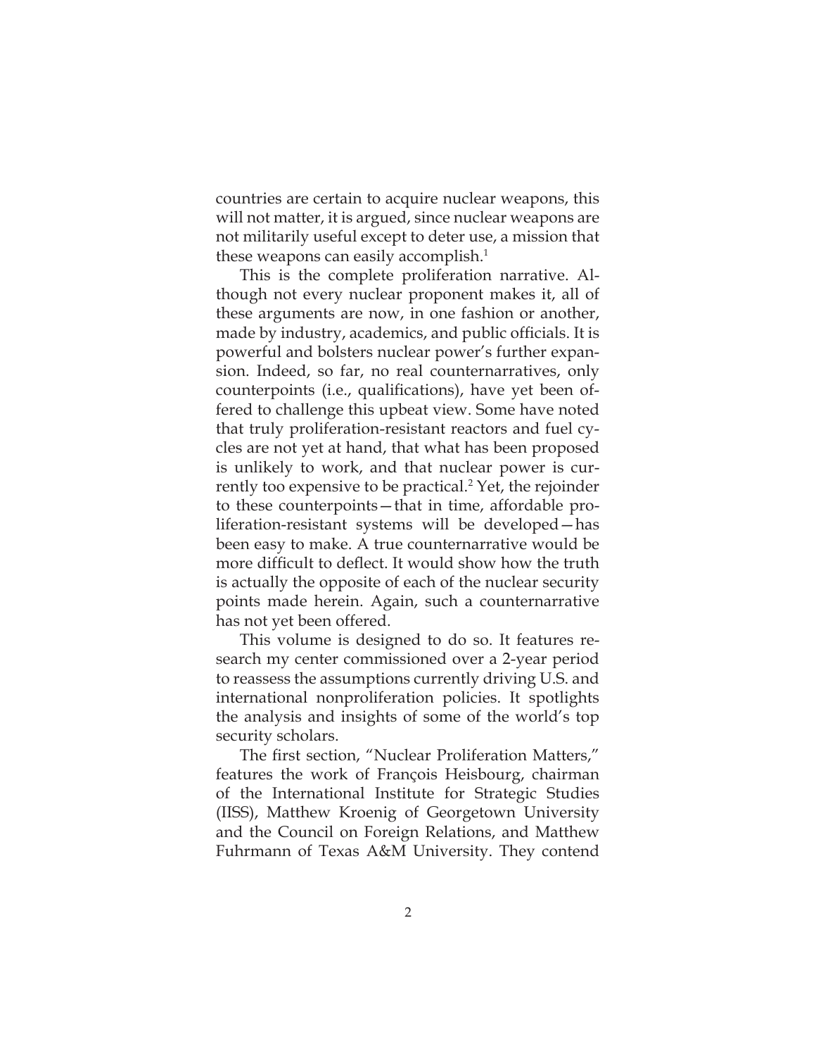countries are certain to acquire nuclear weapons, this will not matter, it is argued, since nuclear weapons are not militarily useful except to deter use, a mission that these weapons can easily accomplish.[1]

This is the complete proliferation narrative. Although not every nuclear proponent makes it, all of these arguments are now, in one fashion or another, made by industry, academics, and public officials. It is powerful and bolsters nuclear power's further expansion. Indeed, so far, no real counternarratives, only counterpoints (i.e., qualifications), have yet been offered to challenge this upbeat view. Some have noted that truly proliferation-resistant reactors and fuel cycles are not yet at hand, that what has been proposed is unlikely to work, and that nuclear power is currently too expensive to be practical.[2] Yet, the rejoinder to these counterpoints—that in time, affordable proliferation-resistant systems will be developed—has been easy to make. A true counternarrative would be more difficult to deflect. It would show how the truth is actually the opposite of each of the nuclear security points made herein. Again, such a counternarrative has not yet been offered.

This volume is designed to do so. It features research my center commissioned over a 2-year period to reassess the assumptions currently driving U.S. and international nonproliferation policies. It spotlights the analysis and insights of some of the world's top security scholars.

The first section, "Nuclear Proliferation Matters," features the work of François Heisbourg, chairman of the International Institute for Strategic Studies (IISS), Matthew Kroenig of Georgetown University and the Council on Foreign Relations, and Matthew Fuhrmann of Texas A&M University. They contend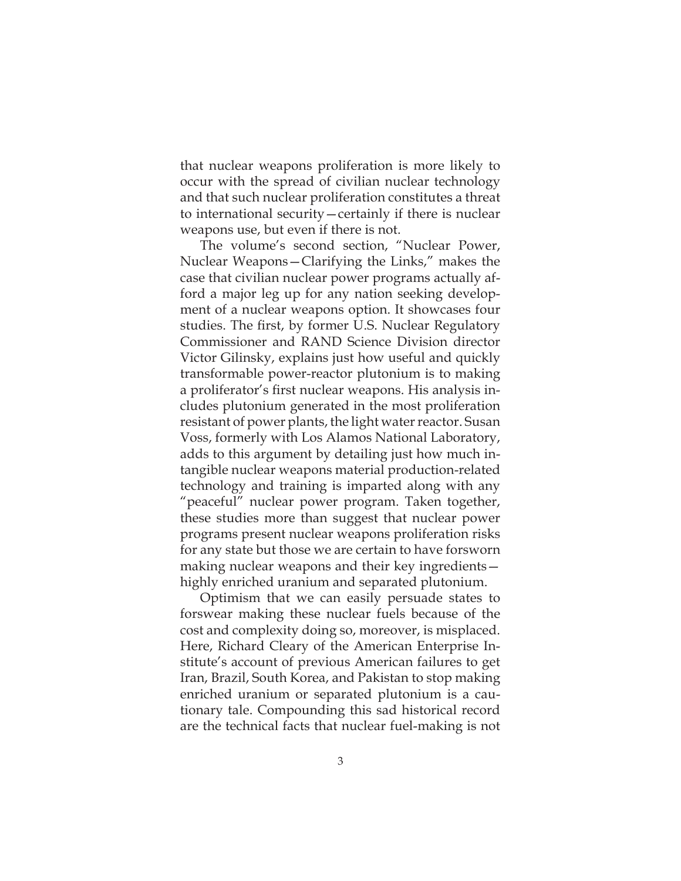that nuclear weapons proliferation is more likely to occur with the spread of civilian nuclear technology and that such nuclear proliferation constitutes a threat to international security—certainly if there is nuclear weapons use, but even if there is not.

The volume's second section, "Nuclear Power, Nuclear Weapons—Clarifying the Links," makes the case that civilian nuclear power programs actually afford a major leg up for any nation seeking development of a nuclear weapons option. It showcases four studies. The first, by former U.S. Nuclear Regulatory Commissioner and RAND Science Division director Victor Gilinsky, explains just how useful and quickly transformable power-reactor plutonium is to making a proliferator's first nuclear weapons. His analysis includes plutonium generated in the most proliferation resistant of power plants, the light water reactor. Susan Voss, formerly with Los Alamos National Laboratory, adds to this argument by detailing just how much intangible nuclear weapons material production-related technology and training is imparted along with any "peaceful" nuclear power program. Taken together, these studies more than suggest that nuclear power programs present nuclear weapons proliferation risks for any state but those we are certain to have forsworn making nuclear weapons and their key ingredients—highly enriched uranium and separated plutonium.

Optimism that we can easily persuade states to forswear making these nuclear fuels because of the cost and complexity doing so, moreover, is misplaced. Here, Richard Cleary of the American Enterprise Institute's account of previous American failures to get Iran, Brazil, South Korea, and Pakistan to stop making enriched uranium or separated plutonium is a cautionary tale. Compounding this sad historical record are the technical facts that nuclear fuel-making is not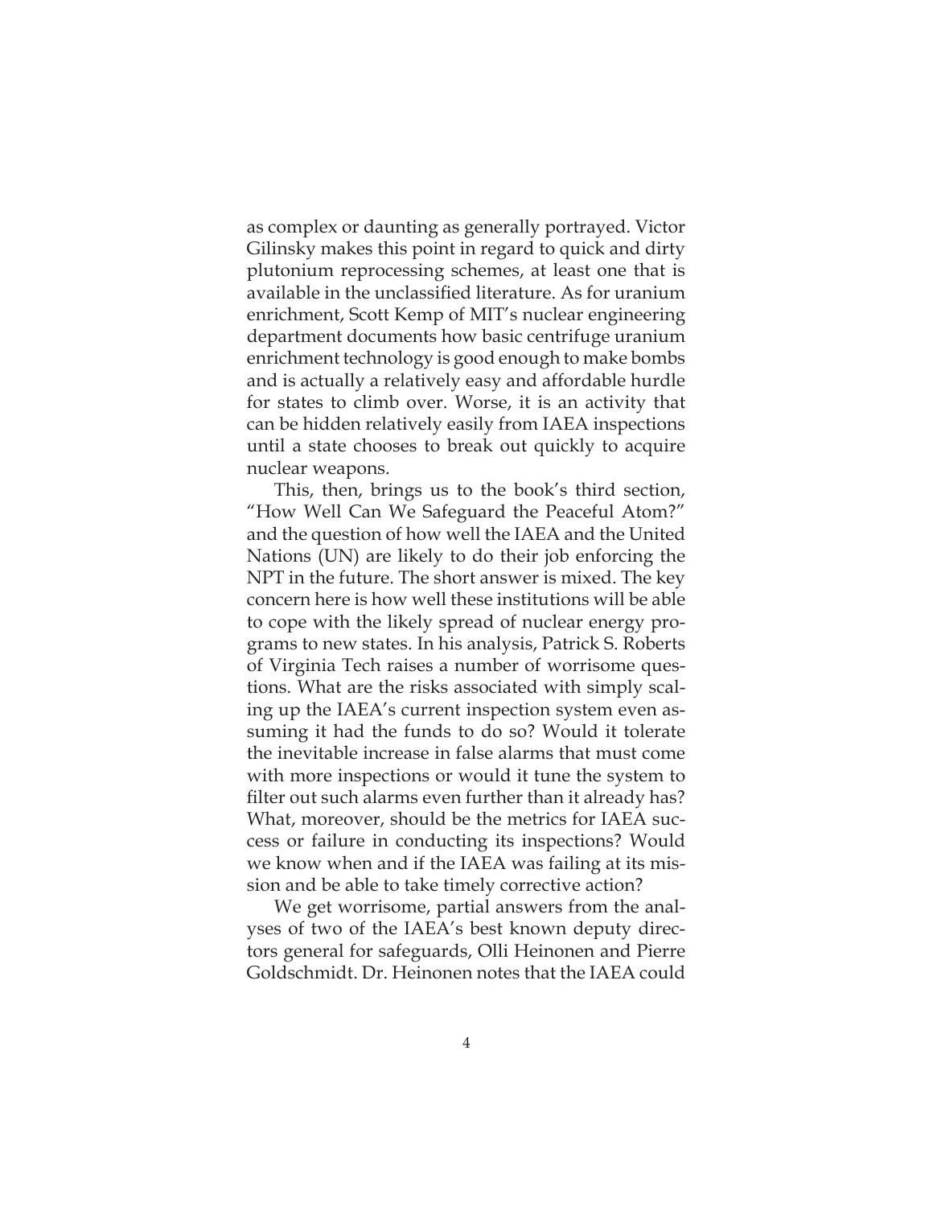as complex or daunting as generally portrayed. Victor Gilinsky makes this point in regard to quick and dirty plutonium reprocessing schemes, at least one that is available in the unclassified literature. As for uranium enrichment, Scott Kemp of MIT's nuclear engineering department documents how basic centrifuge uranium enrichment technology is good enough to make bombs and is actually a relatively easy and affordable hurdle for states to climb over. Worse, it is an activity that can be hidden relatively easily from IAEA inspections until a state chooses to break out quickly to acquire nuclear weapons.

This, then, brings us to the book's third section, "How Well Can We Safeguard the Peaceful Atom?" and the question of how well the IAEA and the United Nations (UN) are likely to do their job enforcing the NPT in the future. The short answer is mixed. The key concern here is how well these institutions will be able to cope with the likely spread of nuclear energy programs to new states. In his analysis, Patrick S. Roberts of Virginia Tech raises a number of worrisome questions. What are the risks associated with simply scaling up the IAEA's current inspection system even assuming it had the funds to do so? Would it tolerate the inevitable increase in false alarms that must come with more inspections or would it tune the system to filter out such alarms even further than it already has? What, moreover, should be the metrics for IAEA success or failure in conducting its inspections? Would we know when and if the IAEA was failing at its mission and be able to take timely corrective action?

We get worrisome, partial answers from the analyses of two of the IAEA's best known deputy directors general for safeguards, Olli Heinonen and Pierre Goldschmidt. Dr. Heinonen notes that the IAEA could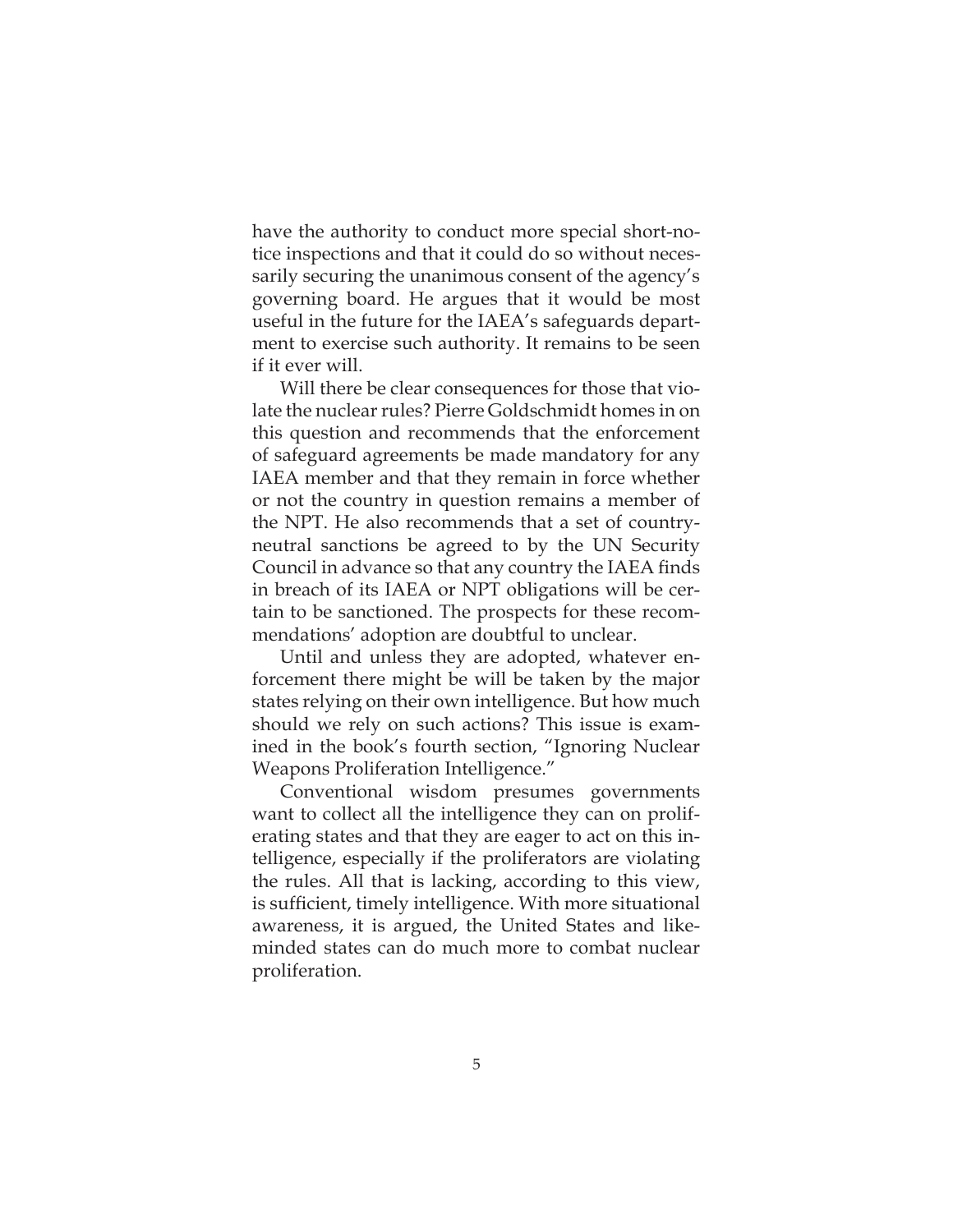have the authority to conduct more special short-notice inspections and that it could do so without necessarily securing the unanimous consent of the agency's governing board. He argues that it would be most useful in the future for the IAEA's safeguards department to exercise such authority. It remains to be seen if it ever will.

Will there be clear consequences for those that violate the nuclear rules? Pierre Goldschmidt homes in on this question and recommends that the enforcement of safeguard agreements be made mandatory for any IAEA member and that they remain in force whether or not the country in question remains a member of the NPT. He also recommends that a set of country-neutral sanctions be agreed to by the UN Security Council in advance so that any country the IAEA finds in breach of its IAEA or NPT obligations will be certain to be sanctioned. The prospects for these recommendations' adoption are doubtful to unclear.

Until and unless they are adopted, whatever enforcement there might be will be taken by the major states relying on their own intelligence. But how much should we rely on such actions? This issue is examined in the book's fourth section, "Ignoring Nuclear Weapons Proliferation Intelligence."

Conventional wisdom presumes governments want to collect all the intelligence they can on proliferating states and that they are eager to act on this intelligence, especially if the proliferators are violating the rules. All that is lacking, according to this view, is sufficient, timely intelligence. With more situational awareness, it is argued, the United States and like-minded states can do much more to combat nuclear proliferation.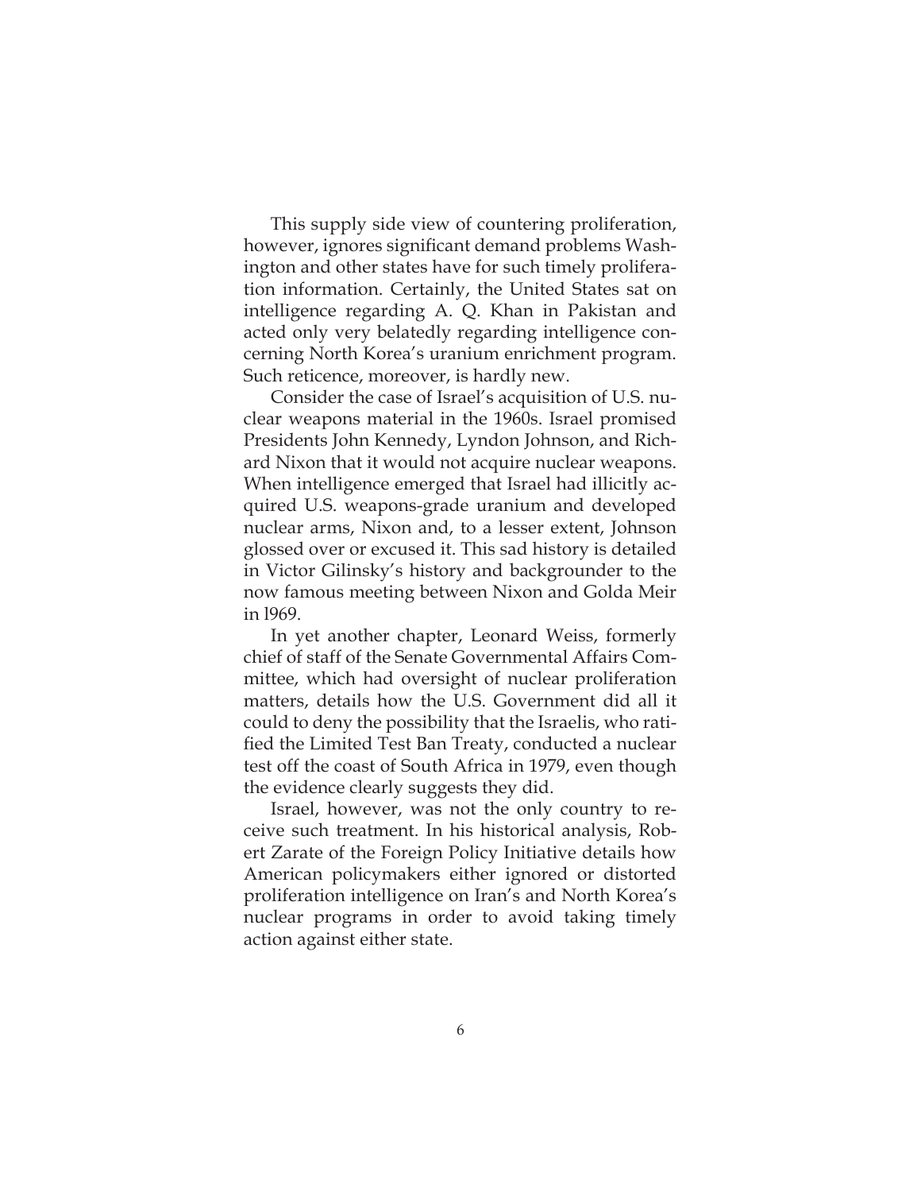This supply side view of countering proliferation, however, ignores significant demand problems Washington and other states have for such timely proliferation information. Certainly, the United States sat on intelligence regarding A. Q. Khan in Pakistan and acted only very belatedly regarding intelligence concerning North Korea's uranium enrichment program. Such reticence, moreover, is hardly new.

Consider the case of Israel's acquisition of U.S. nuclear weapons material in the 1960s. Israel promised Presidents John Kennedy, Lyndon Johnson, and Richard Nixon that it would not acquire nuclear weapons. When intelligence emerged that Israel had illicitly acquired U.S. weapons-grade uranium and developed nuclear arms, Nixon and, to a lesser extent, Johnson glossed over or excused it. This sad history is detailed in Victor Gilinsky's history and backgrounder to the now famous meeting between Nixon and Golda Meir in l969.

In yet another chapter, Leonard Weiss, formerly chief of staff of the Senate Governmental Affairs Committee, which had oversight of nuclear proliferation matters, details how the U.S. Government did all it could to deny the possibility that the Israelis, who ratified the Limited Test Ban Treaty, conducted a nuclear test off the coast of South Africa in 1979, even though the evidence clearly suggests they did.

Israel, however, was not the only country to receive such treatment. In his historical analysis, Robert Zarate of the Foreign Policy Initiative details how American policymakers either ignored or distorted proliferation intelligence on Iran's and North Korea's nuclear programs in order to avoid taking timely action against either state.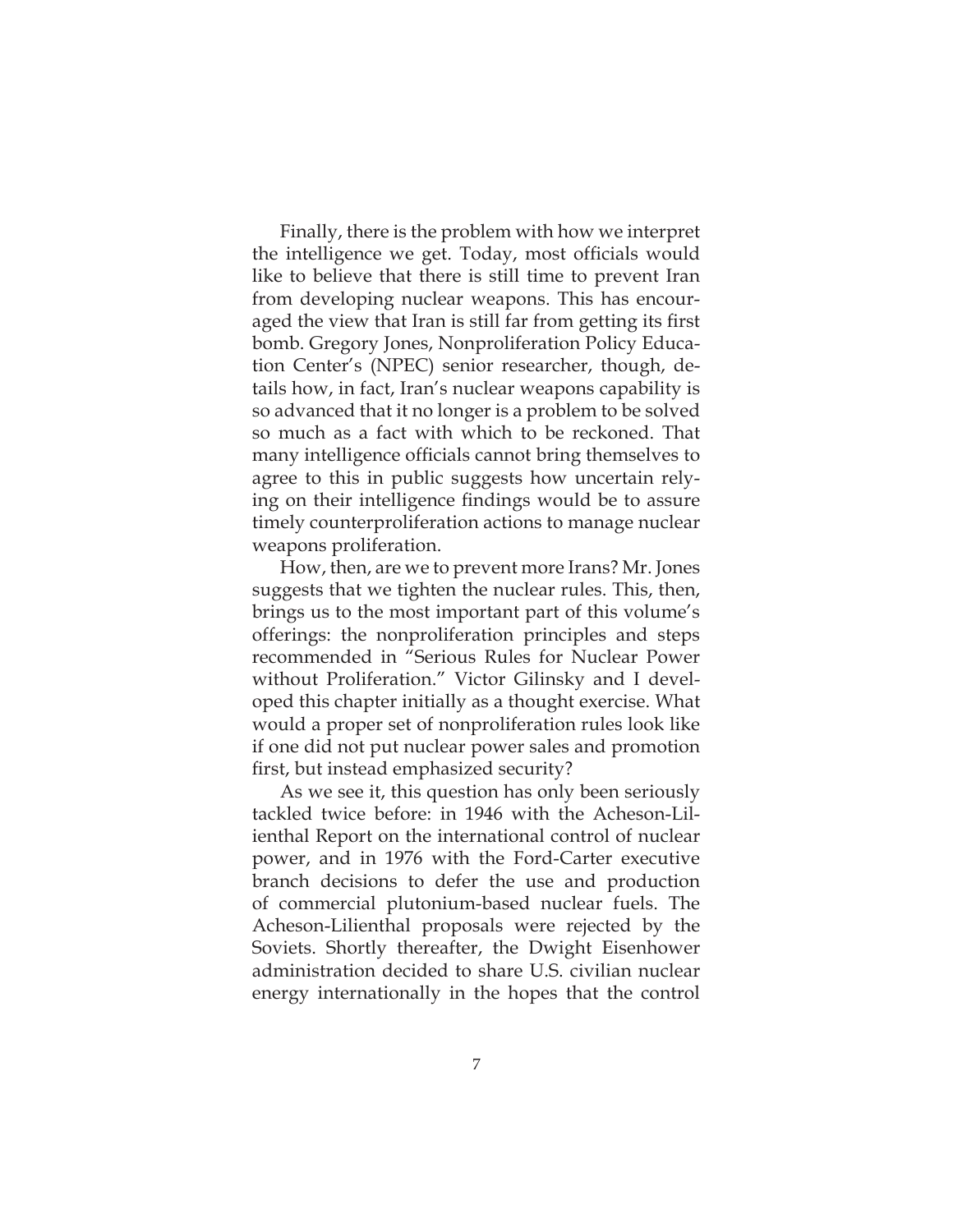Finally, there is the problem with how we interpret the intelligence we get. Today, most officials would like to believe that there is still time to prevent Iran from developing nuclear weapons. This has encouraged the view that Iran is still far from getting its first bomb. Gregory Jones, Nonproliferation Policy Education Center's (NPEC) senior researcher, though, details how, in fact, Iran's nuclear weapons capability is so advanced that it no longer is a problem to be solved so much as a fact with which to be reckoned. That many intelligence officials cannot bring themselves to agree to this in public suggests how uncertain relying on their intelligence findings would be to assure timely counterproliferation actions to manage nuclear weapons proliferation.

How, then, are we to prevent more Irans? Mr. Jones suggests that we tighten the nuclear rules. This, then, brings us to the most important part of this volume's offerings: the nonproliferation principles and steps recommended in "Serious Rules for Nuclear Power without Proliferation." Victor Gilinsky and I developed this chapter initially as a thought exercise. What would a proper set of nonproliferation rules look like if one did not put nuclear power sales and promotion first, but instead emphasized security?

As we see it, this question has only been seriously tackled twice before: in 1946 with the Acheson-Lilienthal Report on the international control of nuclear power, and in 1976 with the Ford-Carter executive branch decisions to defer the use and production of commercial plutonium-based nuclear fuels. The Acheson-Lilienthal proposals were rejected by the Soviets. Shortly thereafter, the Dwight Eisenhower administration decided to share U.S. civilian nuclear energy internationally in the hopes that the control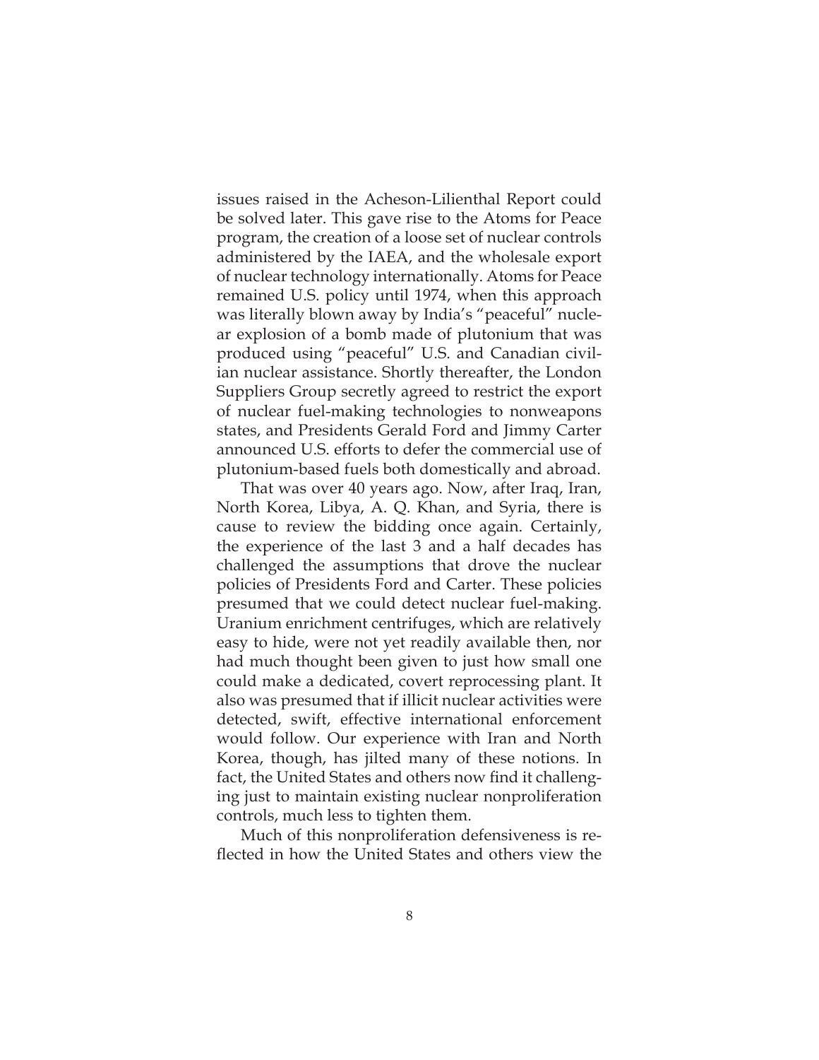issues raised in the Acheson-Lilienthal Report could be solved later. This gave rise to the Atoms for Peace program, the creation of a loose set of nuclear controls administered by the IAEA, and the wholesale export of nuclear technology internationally. Atoms for Peace remained U.S. policy until 1974, when this approach was literally blown away by India's "peaceful" nuclear explosion of a bomb made of plutonium that was produced using "peaceful" U.S. and Canadian civilian nuclear assistance. Shortly thereafter, the London Suppliers Group secretly agreed to restrict the export of nuclear fuel-making technologies to nonweapons states, and Presidents Gerald Ford and Jimmy Carter announced U.S. efforts to defer the commercial use of plutonium-based fuels both domestically and abroad.

That was over 40 years ago. Now, after Iraq, Iran, North Korea, Libya, A. Q. Khan, and Syria, there is cause to review the bidding once again. Certainly, the experience of the last 3 and a half decades has challenged the assumptions that drove the nuclear policies of Presidents Ford and Carter. These policies presumed that we could detect nuclear fuel-making. Uranium enrichment centrifuges, which are relatively easy to hide, were not yet readily available then, nor had much thought been given to just how small one could make a dedicated, covert reprocessing plant. It also was presumed that if illicit nuclear activities were detected, swift, effective international enforcement would follow. Our experience with Iran and North Korea, though, has jilted many of these notions. In fact, the United States and others now find it challenging just to maintain existing nuclear nonproliferation controls, much less to tighten them.

Much of this nonproliferation defensiveness is reflected in how the United States and others view the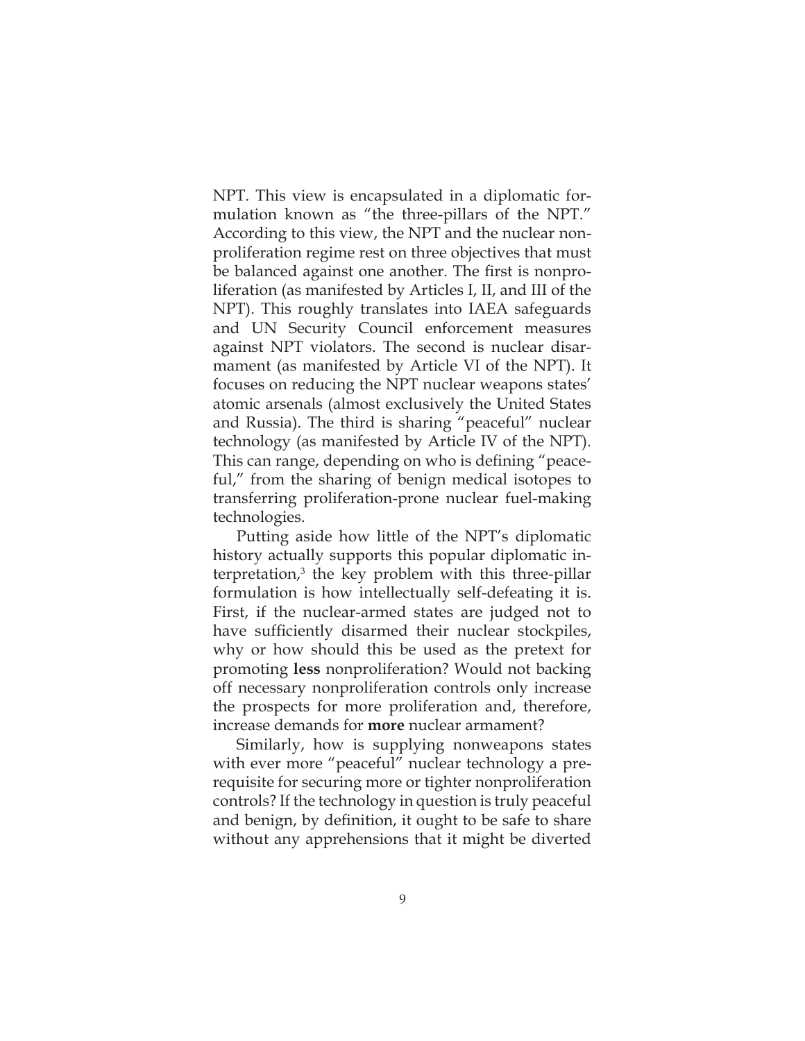NPT. This view is encapsulated in a diplomatic formulation known as "the three-pillars of the NPT." According to this view, the NPT and the nuclear nonproliferation regime rest on three objectives that must be balanced against one another. The first is nonproliferation (as manifested by Articles I, II, and III of the NPT). This roughly translates into IAEA safeguards and UN Security Council enforcement measures against NPT violators. The second is nuclear disarmament (as manifested by Article VI of the NPT). It focuses on reducing the NPT nuclear weapons states' atomic arsenals (almost exclusively the United States and Russia). The third is sharing "peaceful" nuclear technology (as manifested by Article IV of the NPT). This can range, depending on who is defining "peaceful," from the sharing of benign medical isotopes to transferring proliferation-prone nuclear fuel-making technologies.

Putting aside how little of the NPT's diplomatic history actually supports this popular diplomatic interpretation,[3] the key problem with this three-pillar formulation is how intellectually self-defeating it is. First, if the nuclear-armed states are judged not to have sufficiently disarmed their nuclear stockpiles, why or how should this be used as the pretext for promoting **less** nonproliferation? Would not backing off necessary nonproliferation controls only increase the prospects for more proliferation and, therefore, increase demands for **more** nuclear armament?

Similarly, how is supplying nonweapons states with ever more "peaceful" nuclear technology a prerequisite for securing more or tighter nonproliferation controls? If the technology in question is truly peaceful and benign, by definition, it ought to be safe to share without any apprehensions that it might be diverted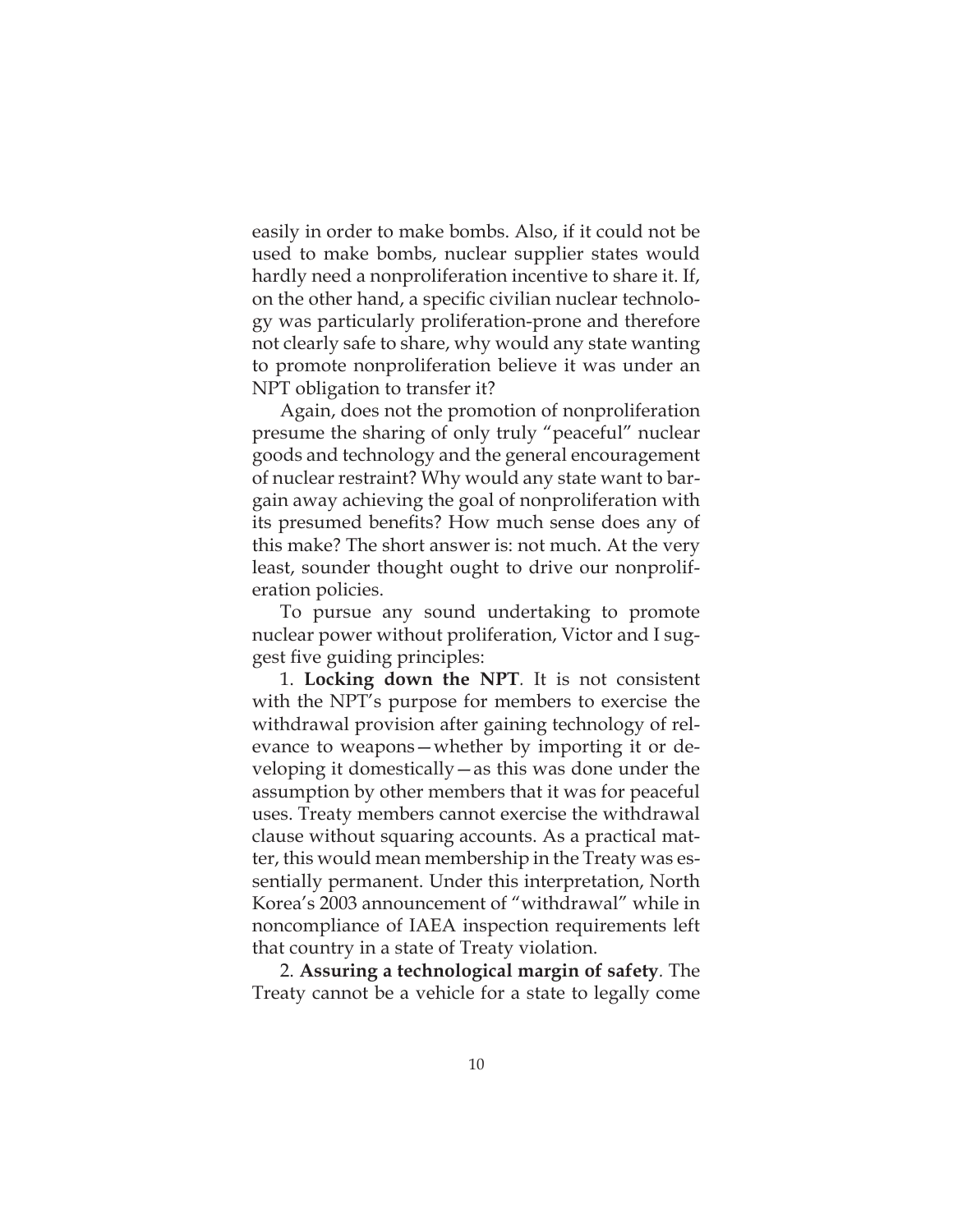easily in order to make bombs. Also, if it could not be used to make bombs, nuclear supplier states would hardly need a nonproliferation incentive to share it. If, on the other hand, a specific civilian nuclear technology was particularly proliferation-prone and therefore not clearly safe to share, why would any state wanting to promote nonproliferation believe it was under an NPT obligation to transfer it?

Again, does not the promotion of nonproliferation presume the sharing of only truly "peaceful" nuclear goods and technology and the general encouragement of nuclear restraint? Why would any state want to bargain away achieving the goal of nonproliferation with its presumed benefits? How much sense does any of this make? The short answer is: not much. At the very least, sounder thought ought to drive our nonproliferation policies.

To pursue any sound undertaking to promote nuclear power without proliferation, Victor and I suggest five guiding principles:

1. **Locking down the NPT**. It is not consistent with the NPT's purpose for members to exercise the withdrawal provision after gaining technology of relevance to weapons—whether by importing it or developing it domestically—as this was done under the assumption by other members that it was for peaceful uses. Treaty members cannot exercise the withdrawal clause without squaring accounts. As a practical matter, this would mean membership in the Treaty was essentially permanent. Under this interpretation, North Korea's 2003 announcement of "withdrawal" while in noncompliance of IAEA inspection requirements left that country in a state of Treaty violation.

2. **Assuring a technological margin of safety**. The Treaty cannot be a vehicle for a state to legally come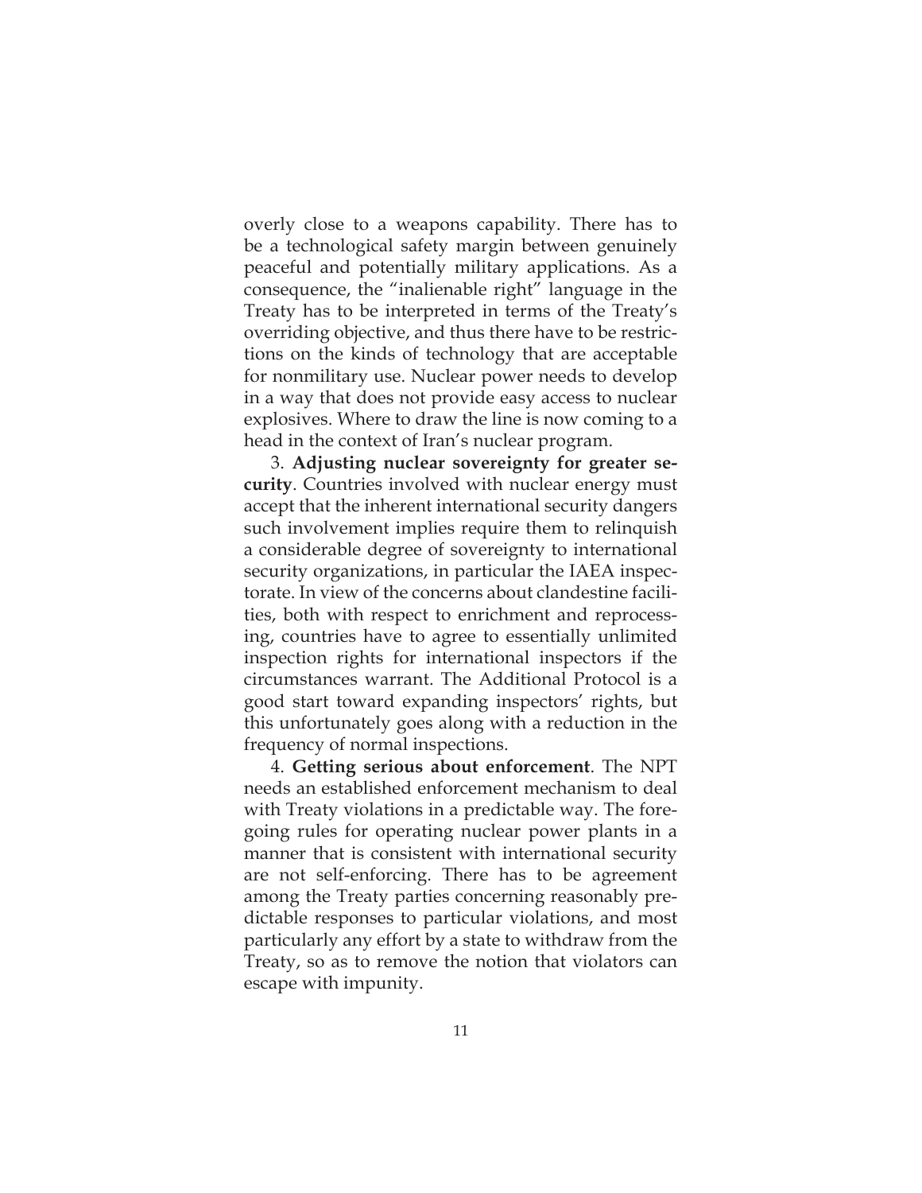overly close to a weapons capability. There has to be a technological safety margin between genuinely peaceful and potentially military applications. As a consequence, the "inalienable right" language in the Treaty has to be interpreted in terms of the Treaty's overriding objective, and thus there have to be restrictions on the kinds of technology that are acceptable for nonmilitary use. Nuclear power needs to develop in a way that does not provide easy access to nuclear explosives. Where to draw the line is now coming to a head in the context of Iran's nuclear program.

3. **Adjusting nuclear sovereignty for greater security**. Countries involved with nuclear energy must accept that the inherent international security dangers such involvement implies require them to relinquish a considerable degree of sovereignty to international security organizations, in particular the IAEA inspectorate. In view of the concerns about clandestine facilities, both with respect to enrichment and reprocessing, countries have to agree to essentially unlimited inspection rights for international inspectors if the circumstances warrant. The Additional Protocol is a good start toward expanding inspectors' rights, but this unfortunately goes along with a reduction in the frequency of normal inspections.

4. **Getting serious about enforcement**. The NPT needs an established enforcement mechanism to deal with Treaty violations in a predictable way. The foregoing rules for operating nuclear power plants in a manner that is consistent with international security are not self-enforcing. There has to be agreement among the Treaty parties concerning reasonably predictable responses to particular violations, and most particularly any effort by a state to withdraw from the Treaty, so as to remove the notion that violators can escape with impunity.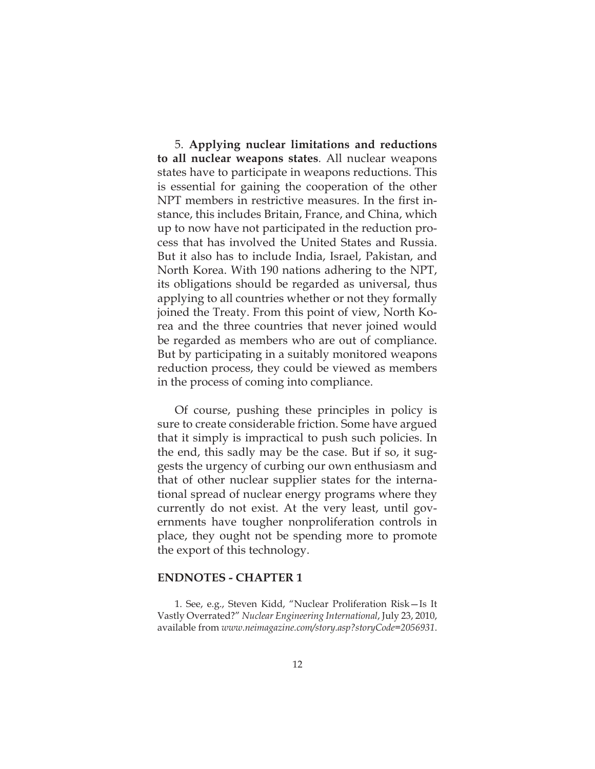5. **Applying nuclear limitations and reductions to all nuclear weapons states**. All nuclear weapons states have to participate in weapons reductions. This is essential for gaining the cooperation of the other NPT members in restrictive measures. In the first instance, this includes Britain, France, and China, which up to now have not participated in the reduction process that has involved the United States and Russia. But it also has to include India, Israel, Pakistan, and North Korea. With 190 nations adhering to the NPT, its obligations should be regarded as universal, thus applying to all countries whether or not they formally joined the Treaty. From this point of view, North Korea and the three countries that never joined would be regarded as members who are out of compliance. But by participating in a suitably monitored weapons reduction process, they could be viewed as members in the process of coming into compliance.

Of course, pushing these principles in policy is sure to create considerable friction. Some have argued that it simply is impractical to push such policies. In the end, this sadly may be the case. But if so, it suggests the urgency of curbing our own enthusiasm and that of other nuclear supplier states for the international spread of nuclear energy programs where they currently do not exist. At the very least, until governments have tougher nonproliferation controls in place, they ought not be spending more to promote the export of this technology.

## ENDNOTES - CHAPTER 1

1. See, e.g., Steven Kidd, "Nuclear Proliferation Risk—Is It Vastly Overrated?" *Nuclear Engineering International*, July 23, 2010, available from *www.neimagazine.com/story.asp?storyCode=2056931*.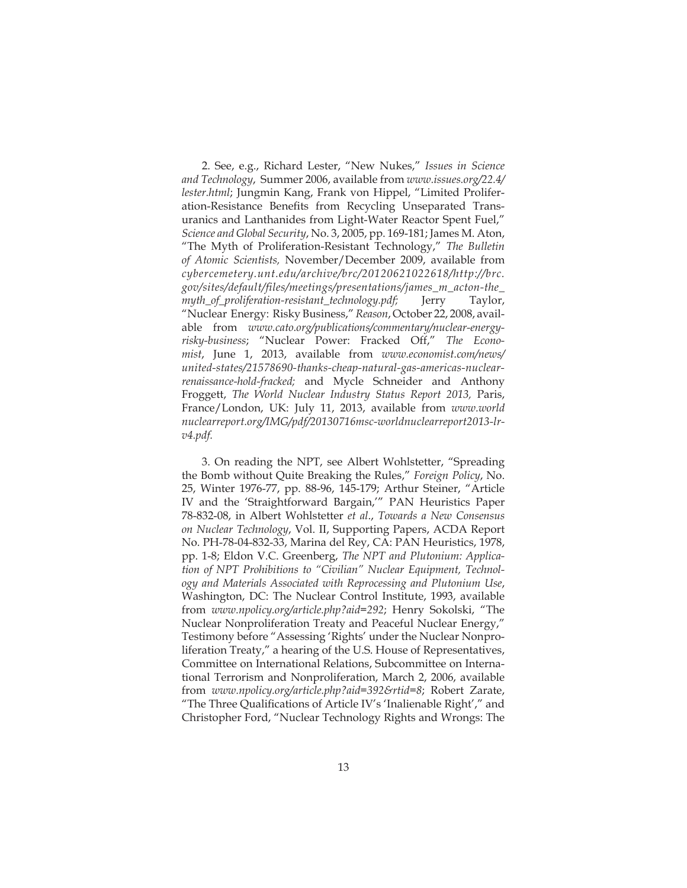2. See, e.g., Richard Lester, "New Nukes," *Issues in Science and Technology*, Summer 2006, available from *www.issues.org/22.4/lester.html*; Jungmin Kang, Frank von Hippel, "Limited Proliferation-Resistance Benefits from Recycling Unseparated Transuranics and Lanthanides from Light-Water Reactor Spent Fuel," *Science and Global Security*, No. 3, 2005, pp. 169-181; James M. Aton, "The Myth of Proliferation-Resistant Technology," *The Bulletin of Atomic Scientists,* November/December 2009, available from *cybercemetery.unt.edu/archive/brc/20120621022618/http://brc.gov/sites/default/files/meetings/presentations/james_m_acton-the_myth_of_proliferation-resistant_technology.pdf;* Jerry Taylor, "Nuclear Energy: Risky Business," *Reason*, October 22, 2008, available from *www.cato.org/publications/commentary/nuclear-energy-risky-business*; "Nuclear Power: Fracked Off," *The Economist*, June 1, 2013, available from *www.economist.com/news/united-states/21578690-thanks-cheap-natural-gas-americas-nuclear-renaissance-hold-fracked;* and Mycle Schneider and Anthony Froggett, *The World Nuclear Industry Status Report 2013,* Paris, France/London, UK: July 11, 2013, available from *www.worldnuclearreport.org/IMG/pdf/20130716msc-worldnuclearreport2013-lr-v4.pdf.*

3. On reading the NPT, see Albert Wohlstetter, "Spreading the Bomb without Quite Breaking the Rules," *Foreign Policy*, No. 25, Winter 1976-77, pp. 88-96, 145-179; Arthur Steiner, "Article IV and the 'Straightforward Bargain,'" PAN Heuristics Paper 78-832-08, in Albert Wohlstetter *et al*., *Towards a New Consensus on Nuclear Technology*, Vol. II, Supporting Papers, ACDA Report No. PH-78-04-832-33, Marina del Rey, CA: PAN Heuristics, 1978, pp. 1-8; Eldon V.C. Greenberg, *The NPT and Plutonium: Application of NPT Prohibitions to "Civilian" Nuclear Equipment, Technology and Materials Associated with Reprocessing and Plutonium Use*, Washington, DC: The Nuclear Control Institute, 1993, available from *www.npolicy.org/article.php?aid=292*; Henry Sokolski, "The Nuclear Nonproliferation Treaty and Peaceful Nuclear Energy," Testimony before "Assessing 'Rights' under the Nuclear Nonproliferation Treaty," a hearing of the U.S. House of Representatives, Committee on International Relations, Subcommittee on International Terrorism and Nonproliferation, March 2, 2006, available from *www.npolicy.org/article.php?aid=392&rtid=8*; Robert Zarate, "The Three Qualifications of Article IV's 'Inalienable Right'," and Christopher Ford, "Nuclear Technology Rights and Wrongs: The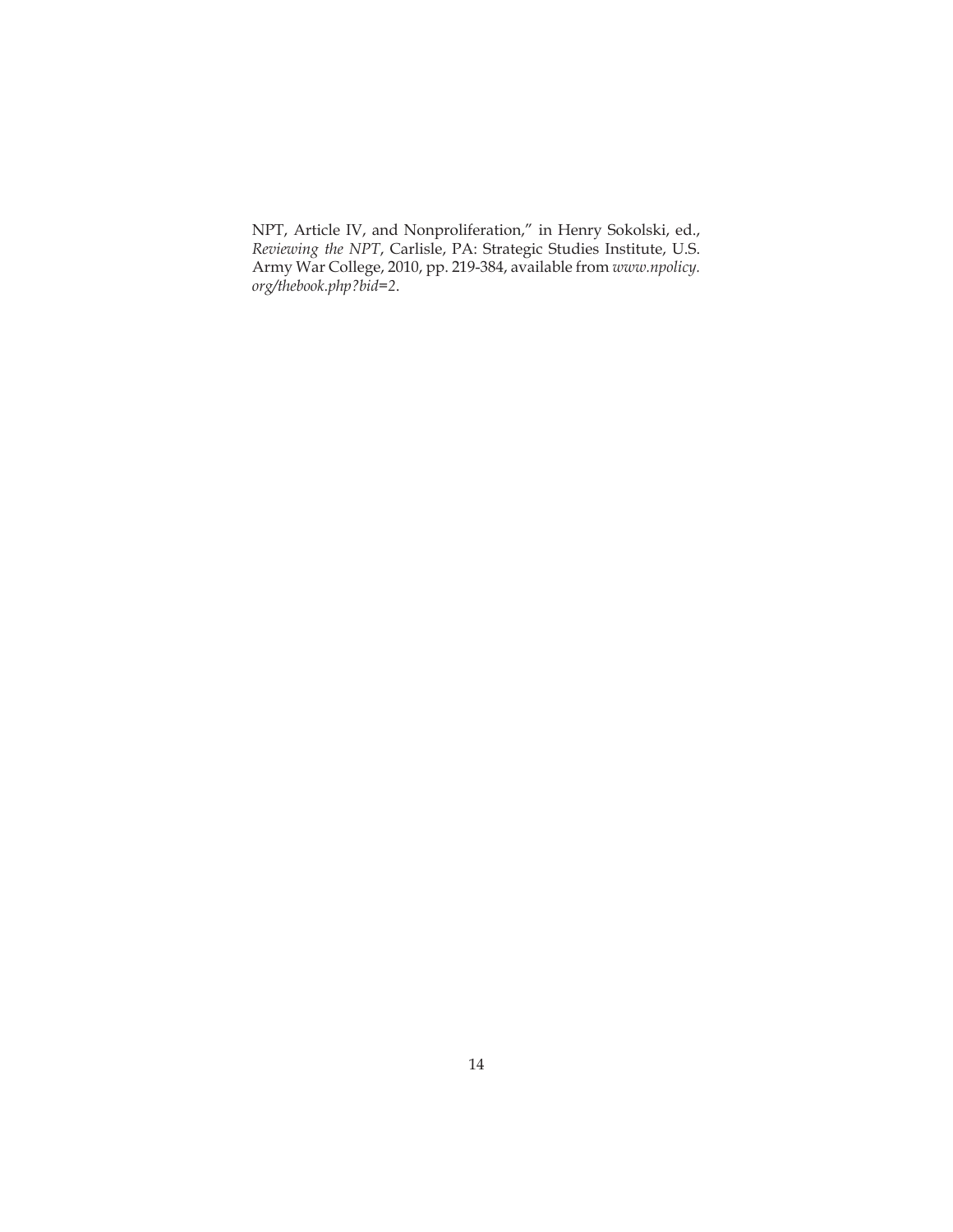NPT, Article IV, and Nonproliferation," in Henry Sokolski, ed., *Reviewing the NPT*, Carlisle, PA: Strategic Studies Institute, U.S. Army War College, 2010, pp. 219-384, available from *www.npolicy.org/thebook.php?bid=2*.